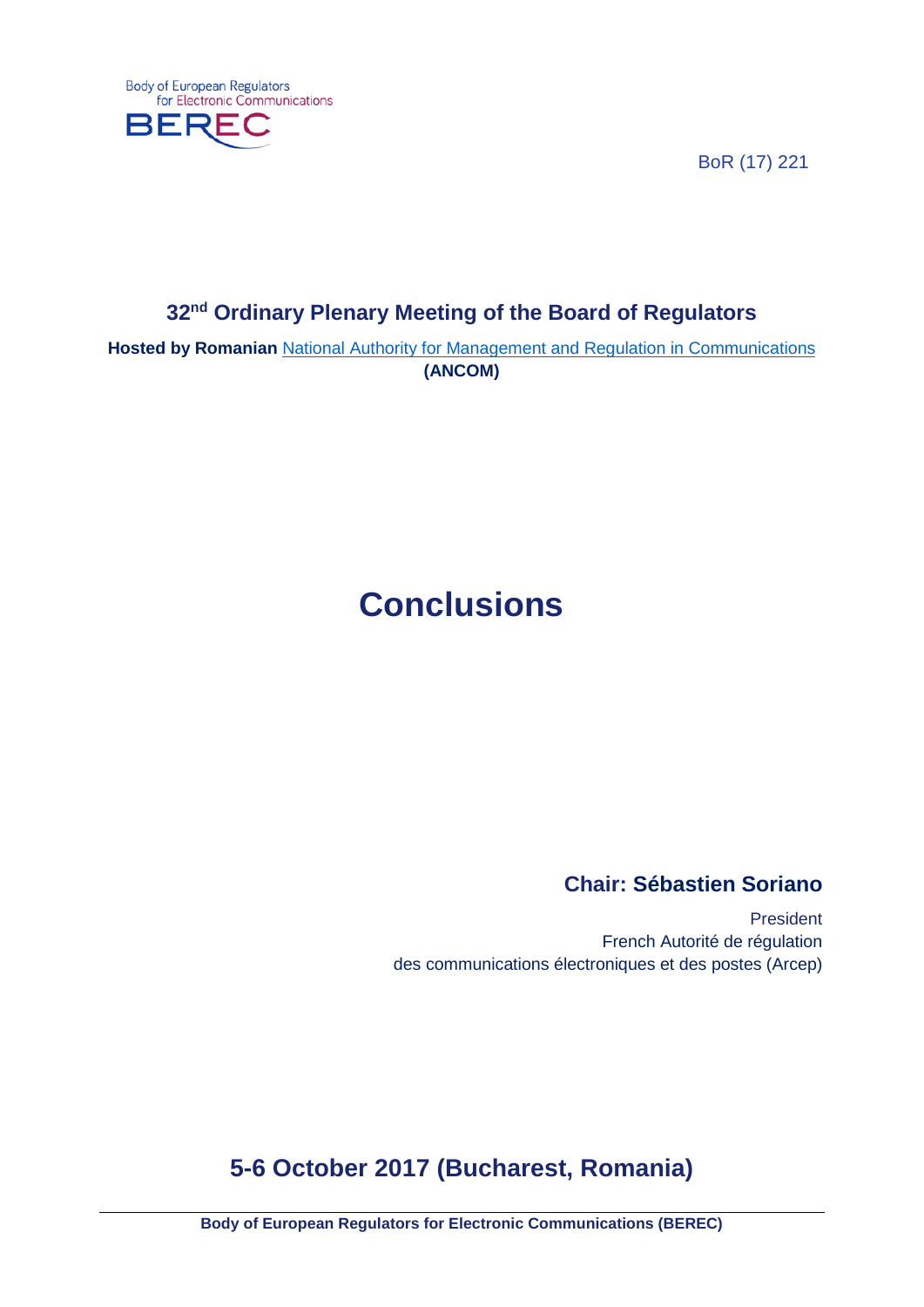Body of European Regulators for Electronic Communications

BEREC

BoR (17) 221

## 32nd Ordinary Plenary Meeting of the Board of Regulators

**Hosted by Romanian** National Authority for Management and Regulation in Communications **(ANCOM)**

# Conclusions

**Chair: Sébastien Soriano**

President
French Autorité de régulation
des communications électroniques et des postes (Arcep)

## 5-6 October 2017 (Bucharest, Romania)

**Body of European Regulators for Electronic Communications (BEREC)**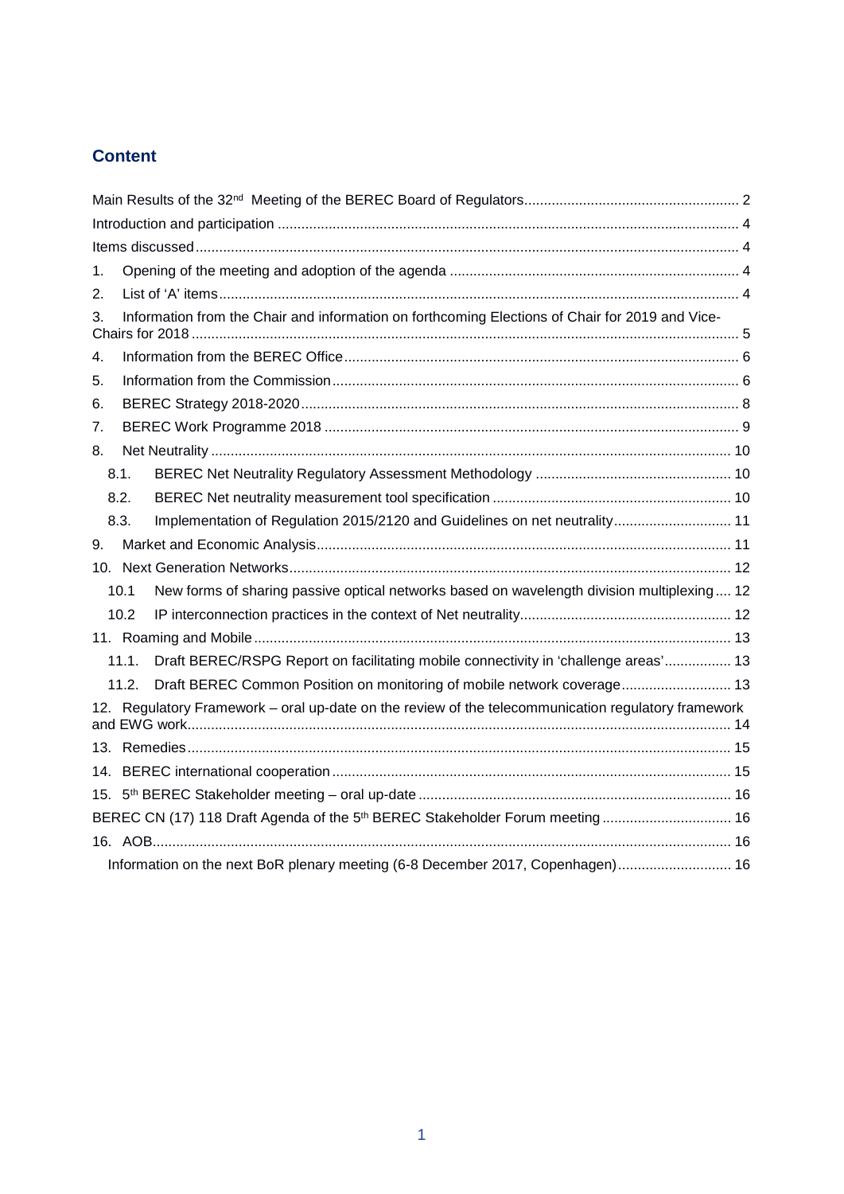## Content

Main Results of the 32nd Meeting of the BEREC Board of Regulators ..... 2

Introduction and participation ..... 4

Items discussed ..... 4

1. Opening of the meeting and adoption of the agenda ..... 4
2. List of 'A' items ..... 4
3. Information from the Chair and information on forthcoming Elections of Chair for 2019 and Vice-Chairs for 2018 ..... 5
4. Information from the BEREC Office ..... 6
5. Information from the Commission ..... 6
6. BEREC Strategy 2018-2020 ..... 8
7. BEREC Work Programme 2018 ..... 9
8. Net Neutrality ..... 10
   - 8.1. BEREC Net Neutrality Regulatory Assessment Methodology ..... 10
   - 8.2. BEREC Net neutrality measurement tool specification ..... 10
   - 8.3. Implementation of Regulation 2015/2120 and Guidelines on net neutrality ..... 11
9. Market and Economic Analysis ..... 11
10. Next Generation Networks ..... 12
    - 10.1 New forms of sharing passive optical networks based on wavelength division multiplexing ..... 12
    - 10.2 IP interconnection practices in the context of Net neutrality ..... 12
11. Roaming and Mobile ..... 13
    - 11.1. Draft BEREC/RSPG Report on facilitating mobile connectivity in 'challenge areas' ..... 13
    - 11.2. Draft BEREC Common Position on monitoring of mobile network coverage ..... 13
12. Regulatory Framework – oral up-date on the review of the telecommunication regulatory framework and EWG work ..... 14
13. Remedies ..... 15
14. BEREC international cooperation ..... 15
15. 5th BEREC Stakeholder meeting – oral up-date ..... 16

BEREC CN (17) 118 Draft Agenda of the 5th BEREC Stakeholder Forum meeting ..... 16

16. AOB ..... 16
    - Information on the next BoR plenary meeting (6-8 December 2017, Copenhagen) ..... 16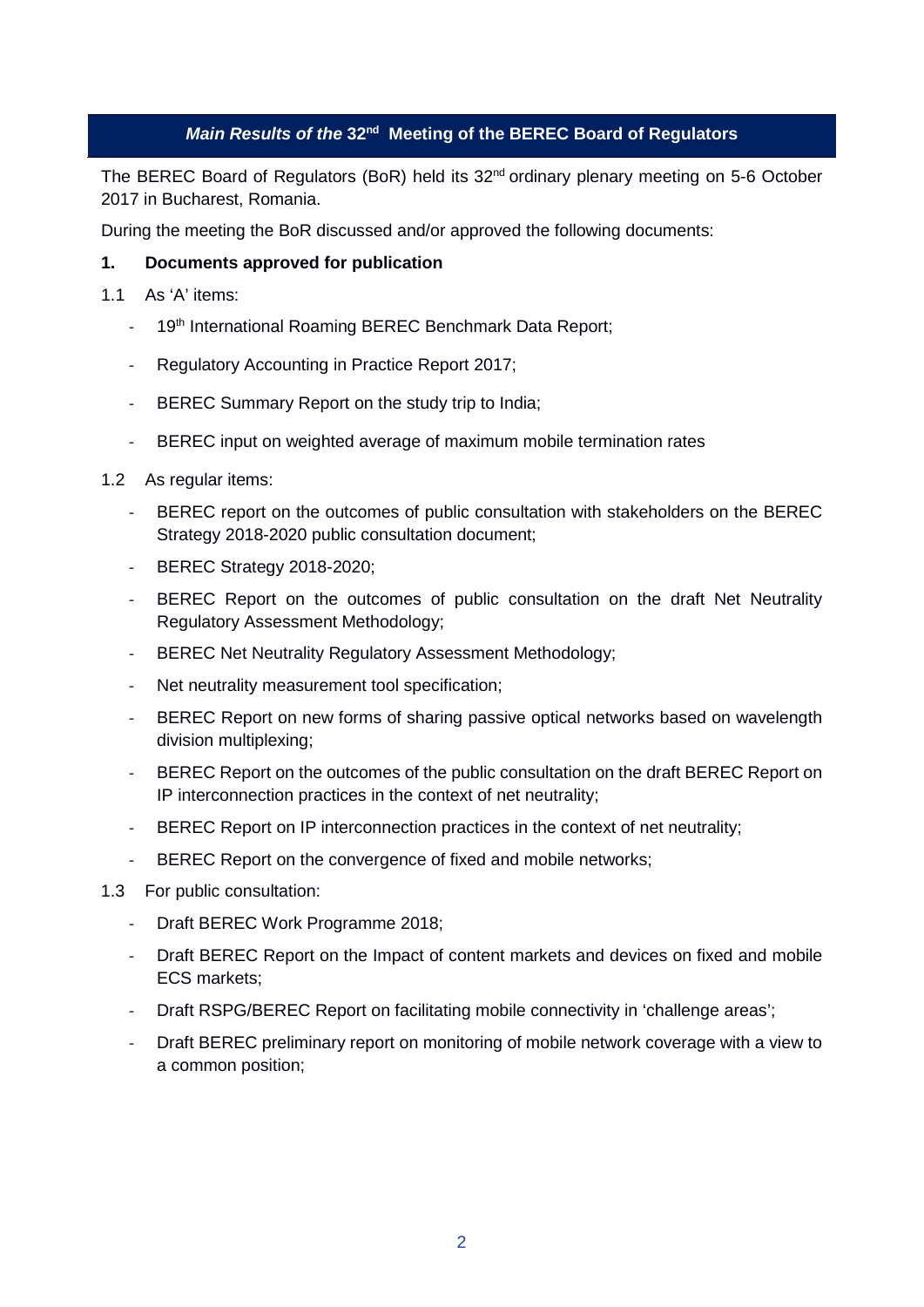## *Main Results of the* 32nd Meeting of the BEREC Board of Regulators

The BEREC Board of Regulators (BoR) held its 32nd ordinary plenary meeting on 5-6 October 2017 in Bucharest, Romania.

During the meeting the BoR discussed and/or approved the following documents:

**1. Documents approved for publication**

1.1 As 'A' items:

- 19th International Roaming BEREC Benchmark Data Report;
- Regulatory Accounting in Practice Report 2017;
- BEREC Summary Report on the study trip to India;
- BEREC input on weighted average of maximum mobile termination rates

1.2 As regular items:

- BEREC report on the outcomes of public consultation with stakeholders on the BEREC Strategy 2018-2020 public consultation document;
- BEREC Strategy 2018-2020;
- BEREC Report on the outcomes of public consultation on the draft Net Neutrality Regulatory Assessment Methodology;
- BEREC Net Neutrality Regulatory Assessment Methodology;
- Net neutrality measurement tool specification;
- BEREC Report on new forms of sharing passive optical networks based on wavelength division multiplexing;
- BEREC Report on the outcomes of the public consultation on the draft BEREC Report on IP interconnection practices in the context of net neutrality;
- BEREC Report on IP interconnection practices in the context of net neutrality;
- BEREC Report on the convergence of fixed and mobile networks;

1.3 For public consultation:

- Draft BEREC Work Programme 2018;
- Draft BEREC Report on the Impact of content markets and devices on fixed and mobile ECS markets;
- Draft RSPG/BEREC Report on facilitating mobile connectivity in 'challenge areas';
- Draft BEREC preliminary report on monitoring of mobile network coverage with a view to a common position;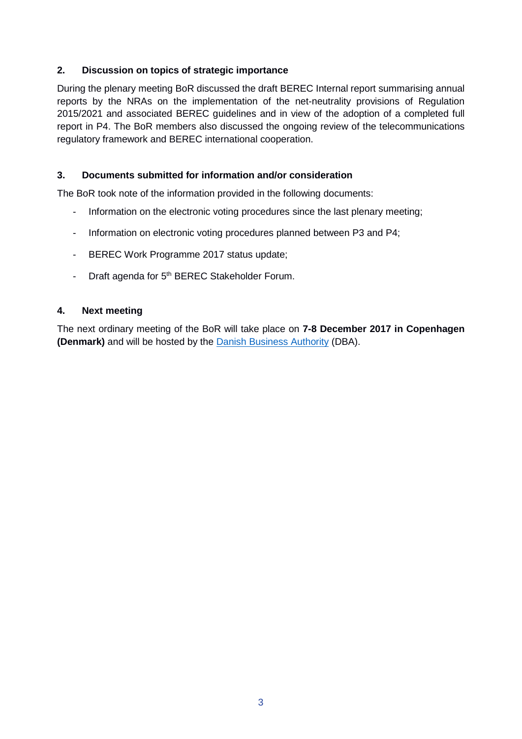## 2. Discussion on topics of strategic importance

During the plenary meeting BoR discussed the draft BEREC Internal report summarising annual reports by the NRAs on the implementation of the net-neutrality provisions of Regulation 2015/2021 and associated BEREC guidelines and in view of the adoption of a completed full report in P4. The BoR members also discussed the ongoing review of the telecommunications regulatory framework and BEREC international cooperation.

## 3. Documents submitted for information and/or consideration

The BoR took note of the information provided in the following documents:

- Information on the electronic voting procedures since the last plenary meeting;
- Information on electronic voting procedures planned between P3 and P4;
- BEREC Work Programme 2017 status update;
- Draft agenda for 5th BEREC Stakeholder Forum.

## 4. Next meeting

The next ordinary meeting of the BoR will take place on **7-8 December 2017 in Copenhagen (Denmark)** and will be hosted by the Danish Business Authority (DBA).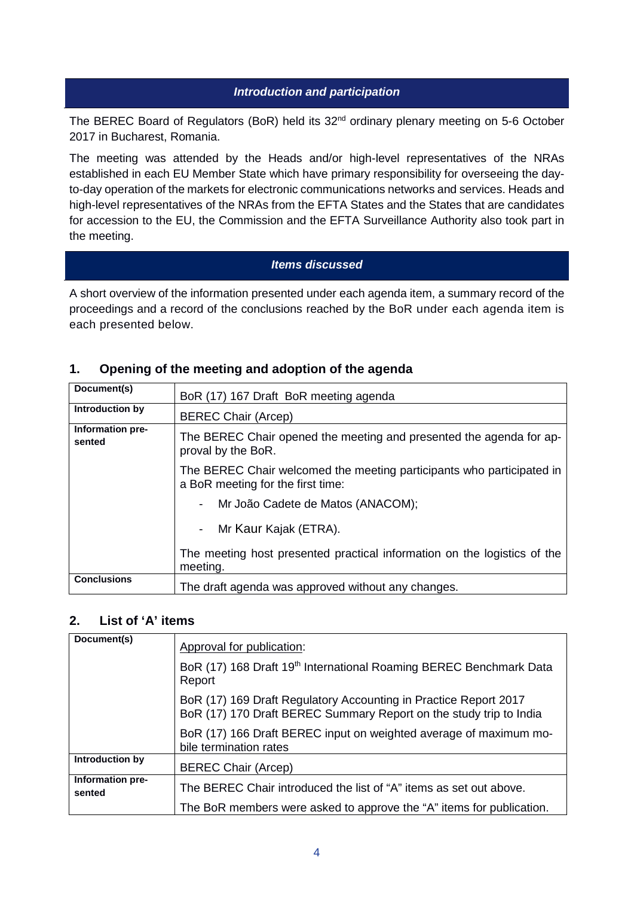## *Introduction and participation*

The BEREC Board of Regulators (BoR) held its 32nd ordinary plenary meeting on 5-6 October 2017 in Bucharest, Romania.

The meeting was attended by the Heads and/or high-level representatives of the NRAs established in each EU Member State which have primary responsibility for overseeing the day-to-day operation of the markets for electronic communications networks and services. Heads and high-level representatives of the NRAs from the EFTA States and the States that are candidates for accession to the EU, the Commission and the EFTA Surveillance Authority also took part in the meeting.

## *Items discussed*

A short overview of the information presented under each agenda item, a summary record of the proceedings and a record of the conclusions reached by the BoR under each agenda item is each presented below.

### 1. Opening of the meeting and adoption of the agenda

| | |
|---|---|
| **Document(s)** | BoR (17) 167 Draft BoR meeting agenda |
| **Introduction by** | BEREC Chair (Arcep) |
| **Information presented** | The BEREC Chair opened the meeting and presented the agenda for approval by the BoR.<br><br>The BEREC Chair welcomed the meeting participants who participated in a BoR meeting for the first time:<br>- Mr João Cadete de Matos (ANACOM);<br>- Mr Kaur Kajak (ETRA).<br><br>The meeting host presented practical information on the logistics of the meeting. |
| **Conclusions** | The draft agenda was approved without any changes. |

### 2. List of 'A' items

| | |
|---|---|
| **Document(s)** | Approval for publication:<br><br>BoR (17) 168 Draft 19th International Roaming BEREC Benchmark Data Report<br><br>BoR (17) 169 Draft Regulatory Accounting in Practice Report 2017<br>BoR (17) 170 Draft BEREC Summary Report on the study trip to India<br><br>BoR (17) 166 Draft BEREC input on weighted average of maximum mobile termination rates |
| **Introduction by** | BEREC Chair (Arcep) |
| **Information presented** | The BEREC Chair introduced the list of "A" items as set out above.<br><br>The BoR members were asked to approve the "A" items for publication. |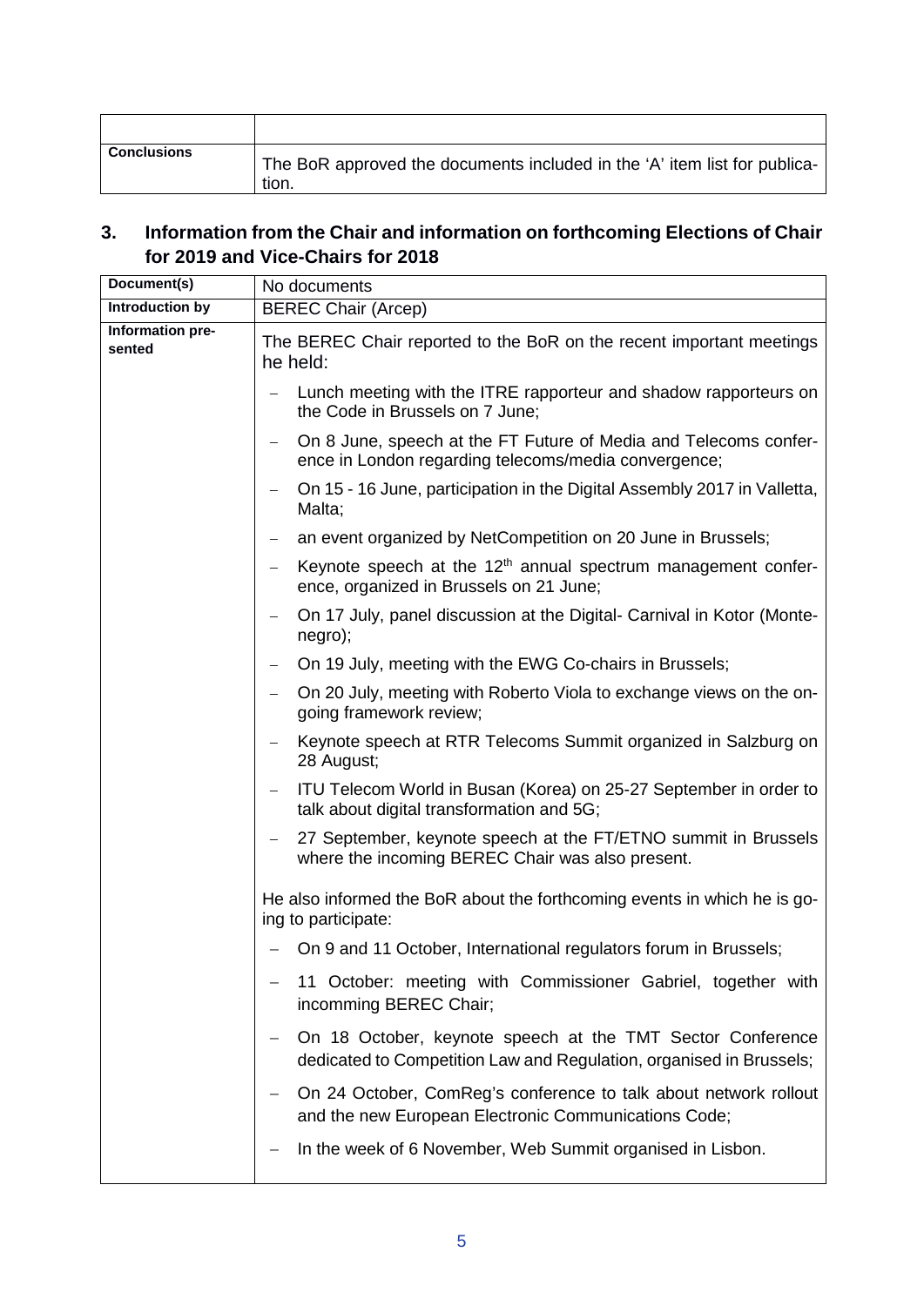| | |
|---|---|
| **Conclusions** | The BoR approved the documents included in the 'A' item list for publication. |

## 3. Information from the Chair and information on forthcoming Elections of Chair for 2019 and Vice-Chairs for 2018

| | |
|---|---|
| **Document(s)** | No documents |
| **Introduction by** | BEREC Chair (Arcep) |
| **Information presented** | The BEREC Chair reported to the BoR on the recent important meetings he held:<br>– Lunch meeting with the ITRE rapporteur and shadow rapporteurs on the Code in Brussels on 7 June;<br>– On 8 June, speech at the FT Future of Media and Telecoms conference in London regarding telecoms/media convergence;<br>– On 15 - 16 June, participation in the Digital Assembly 2017 in Valletta, Malta;<br>– an event organized by NetCompetition on 20 June in Brussels;<br>– Keynote speech at the 12th annual spectrum management conference, organized in Brussels on 21 June;<br>– On 17 July, panel discussion at the Digital- Carnival in Kotor (Montenegro);<br>– On 19 July, meeting with the EWG Co-chairs in Brussels;<br>– On 20 July, meeting with Roberto Viola to exchange views on the ongoing framework review;<br>– Keynote speech at RTR Telecoms Summit organized in Salzburg on 28 August;<br>– ITU Telecom World in Busan (Korea) on 25-27 September in order to talk about digital transformation and 5G;<br>– 27 September, keynote speech at the FT/ETNO summit in Brussels where the incoming BEREC Chair was also present.<br><br>He also informed the BoR about the forthcoming events in which he is going to participate:<br>– On 9 and 11 October, International regulators forum in Brussels;<br>– 11 October: meeting with Commissioner Gabriel, together with incomming BEREC Chair;<br>– On 18 October, keynote speech at the TMT Sector Conference dedicated to Competition Law and Regulation, organised in Brussels;<br>– On 24 October, ComReg's conference to talk about network rollout and the new European Electronic Communications Code;<br>– In the week of 6 November, Web Summit organised in Lisbon. |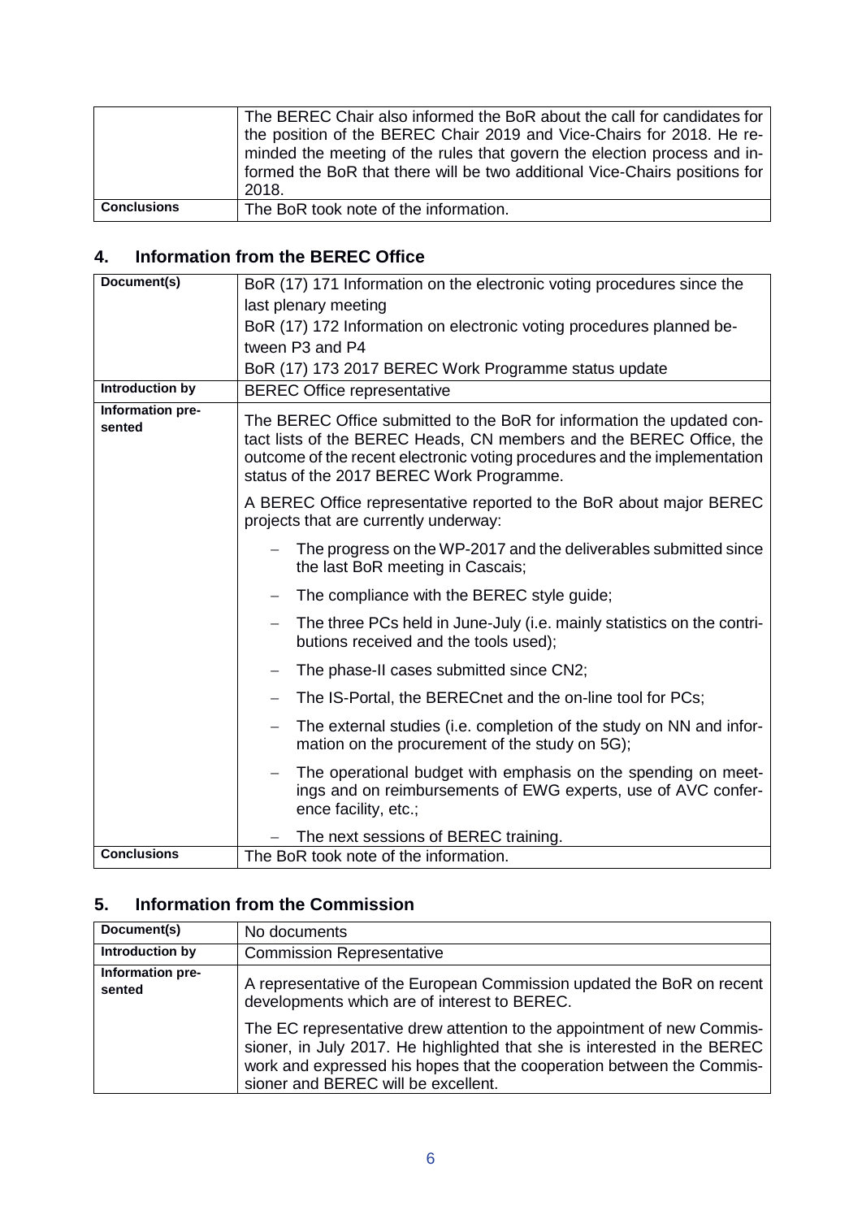| | |
|---|---|
| | The BEREC Chair also informed the BoR about the call for candidates for the position of the BEREC Chair 2019 and Vice-Chairs for 2018. He reminded the meeting of the rules that govern the election process and informed the BoR that there will be two additional Vice-Chairs positions for 2018. |
| **Conclusions** | The BoR took note of the information. |

## 4. Information from the BEREC Office

| | |
|---|---|
| **Document(s)** | BoR (17) 171 Information on the electronic voting procedures since the last plenary meeting<br>BoR (17) 172 Information on electronic voting procedures planned between P3 and P4<br>BoR (17) 173 2017 BEREC Work Programme status update |
| **Introduction by** | BEREC Office representative |
| **Information presented** | The BEREC Office submitted to the BoR for information the updated contact lists of the BEREC Heads, CN members and the BEREC Office, the outcome of the recent electronic voting procedures and the implementation status of the 2017 BEREC Work Programme.<br><br>A BEREC Office representative reported to the BoR about major BEREC projects that are currently underway:<br><br>– The progress on the WP-2017 and the deliverables submitted since the last BoR meeting in Cascais;<br>– The compliance with the BEREC style guide;<br>– The three PCs held in June-July (i.e. mainly statistics on the contributions received and the tools used);<br>– The phase-II cases submitted since CN2;<br>– The IS-Portal, the BERECnet and the on-line tool for PCs;<br>– The external studies (i.e. completion of the study on NN and information on the procurement of the study on 5G);<br>– The operational budget with emphasis on the spending on meetings and on reimbursements of EWG experts, use of AVC conference facility, etc.;<br>– The next sessions of BEREC training. |
| **Conclusions** | The BoR took note of the information. |

## 5. Information from the Commission

| | |
|---|---|
| **Document(s)** | No documents |
| **Introduction by** | Commission Representative |
| **Information presented** | A representative of the European Commission updated the BoR on recent developments which are of interest to BEREC.<br><br>The EC representative drew attention to the appointment of new Commissioner, in July 2017. He highlighted that she is interested in the BEREC work and expressed his hopes that the cooperation between the Commissioner and BEREC will be excellent. |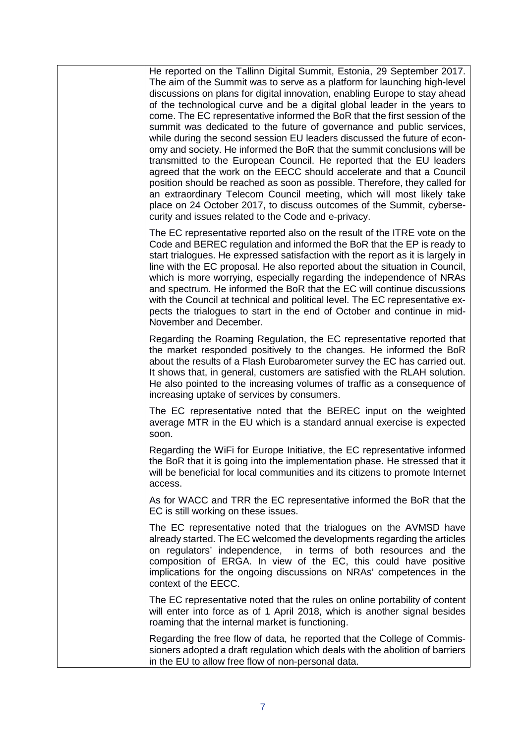| | |
|---|---|
| | He reported on the Tallinn Digital Summit, Estonia, 29 September 2017. The aim of the Summit was to serve as a platform for launching high-level discussions on plans for digital innovation, enabling Europe to stay ahead of the technological curve and be a digital global leader in the years to come. The EC representative informed the BoR that the first session of the summit was dedicated to the future of governance and public services, while during the second session EU leaders discussed the future of economy and society. He informed the BoR that the summit conclusions will be transmitted to the European Council. He reported that the EU leaders agreed that the work on the EECC should accelerate and that a Council position should be reached as soon as possible. Therefore, they called for an extraordinary Telecom Council meeting, which will most likely take place on 24 October 2017, to discuss outcomes of the Summit, cybersecurity and issues related to the Code and e-privacy.<br><br>The EC representative reported also on the result of the ITRE vote on the Code and BEREC regulation and informed the BoR that the EP is ready to start trialogues. He expressed satisfaction with the report as it is largely in line with the EC proposal. He also reported about the situation in Council, which is more worrying, especially regarding the independence of NRAs and spectrum. He informed the BoR that the EC will continue discussions with the Council at technical and political level. The EC representative expects the trialogues to start in the end of October and continue in mid-November and December.<br><br>Regarding the Roaming Regulation, the EC representative reported that the market responded positively to the changes. He informed the BoR about the results of a Flash Eurobarometer survey the EC has carried out. It shows that, in general, customers are satisfied with the RLAH solution. He also pointed to the increasing volumes of traffic as a consequence of increasing uptake of services by consumers.<br><br>The EC representative noted that the BEREC input on the weighted average MTR in the EU which is a standard annual exercise is expected soon.<br><br>Regarding the WiFi for Europe Initiative, the EC representative informed the BoR that it is going into the implementation phase. He stressed that it will be beneficial for local communities and its citizens to promote Internet access.<br><br>As for WACC and TRR the EC representative informed the BoR that the EC is still working on these issues.<br><br>The EC representative noted that the trialogues on the AVMSD have already started. The EC welcomed the developments regarding the articles on regulators' independence, in terms of both resources and the composition of ERGA. In view of the EC, this could have positive implications for the ongoing discussions on NRAs' competences in the context of the EECC.<br><br>The EC representative noted that the rules on online portability of content will enter into force as of 1 April 2018, which is another signal besides roaming that the internal market is functioning.<br><br>Regarding the free flow of data, he reported that the College of Commissioners adopted a draft regulation which deals with the abolition of barriers in the EU to allow free flow of non-personal data. |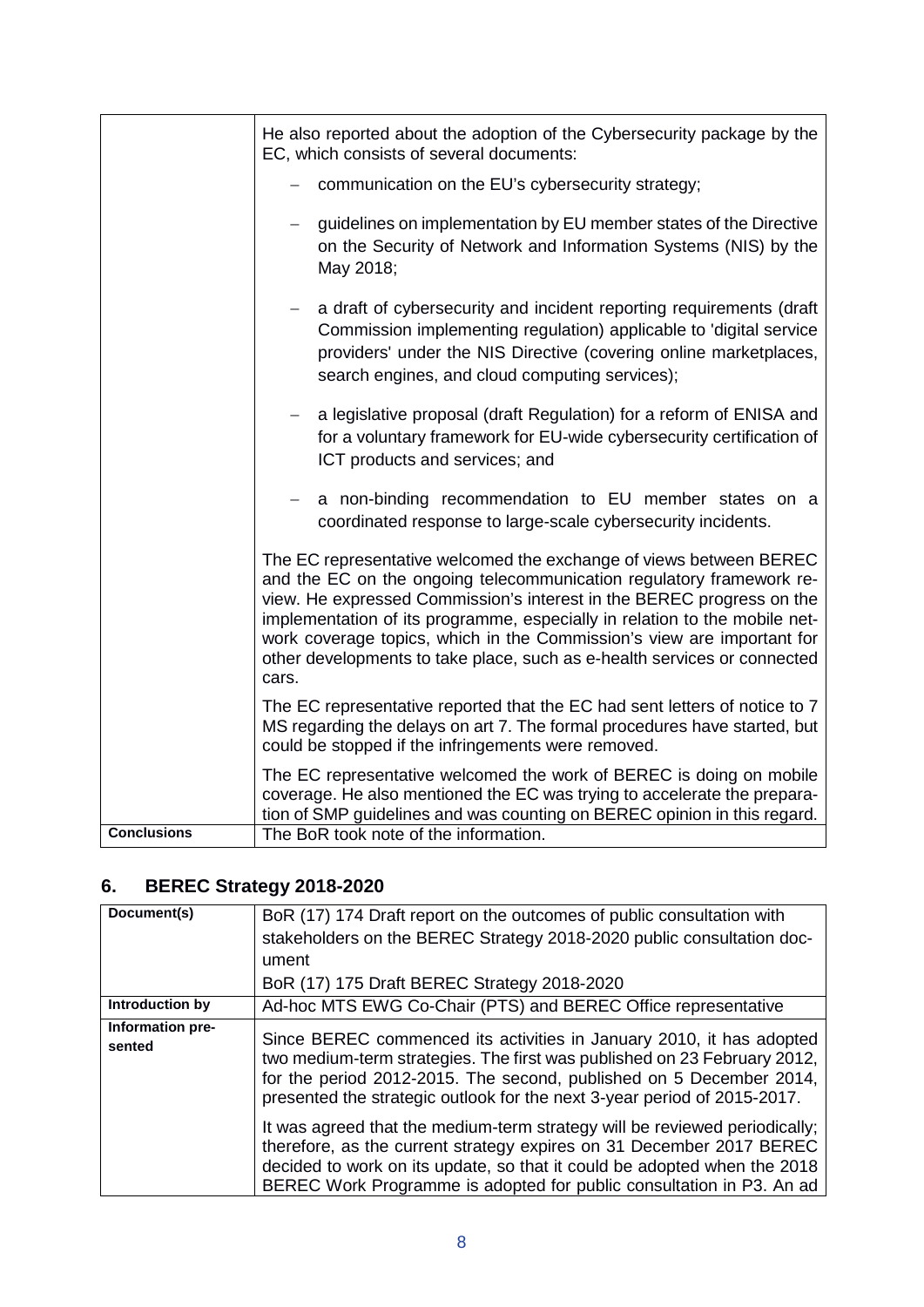|  |  |
| --- | --- |
|  | He also reported about the adoption of the Cybersecurity package by the EC, which consists of several documents:<br>– communication on the EU's cybersecurity strategy;<br>– guidelines on implementation by EU member states of the Directive on the Security of Network and Information Systems (NIS) by the May 2018;<br>– a draft of cybersecurity and incident reporting requirements (draft Commission implementing regulation) applicable to 'digital service providers' under the NIS Directive (covering online marketplaces, search engines, and cloud computing services);<br>– a legislative proposal (draft Regulation) for a reform of ENISA and for a voluntary framework for EU-wide cybersecurity certification of ICT products and services; and<br>– a non-binding recommendation to EU member states on a coordinated response to large-scale cybersecurity incidents.<br><br>The EC representative welcomed the exchange of views between BEREC and the EC on the ongoing telecommunication regulatory framework review. He expressed Commission's interest in the BEREC progress on the implementation of its programme, especially in relation to the mobile network coverage topics, which in the Commission's view are important for other developments to take place, such as e-health services or connected cars.<br><br>The EC representative reported that the EC had sent letters of notice to 7 MS regarding the delays on art 7. The formal procedures have started, but could be stopped if the infringements were removed.<br><br>The EC representative welcomed the work of BEREC is doing on mobile coverage. He also mentioned the EC was trying to accelerate the preparation of SMP guidelines and was counting on BEREC opinion in this regard. |
| **Conclusions** | The BoR took note of the information. |

## 6. BEREC Strategy 2018-2020

|  |  |
| --- | --- |
| **Document(s)** | BoR (17) 174 Draft report on the outcomes of public consultation with stakeholders on the BEREC Strategy 2018-2020 public consultation document<br>BoR (17) 175 Draft BEREC Strategy 2018-2020 |
| **Introduction by** | Ad-hoc MTS EWG Co-Chair (PTS) and BEREC Office representative |
| **Information presented** | Since BEREC commenced its activities in January 2010, it has adopted two medium-term strategies. The first was published on 23 February 2012, for the period 2012-2015. The second, published on 5 December 2014, presented the strategic outlook for the next 3-year period of 2015-2017.<br><br>It was agreed that the medium-term strategy will be reviewed periodically; therefore, as the current strategy expires on 31 December 2017 BEREC decided to work on its update, so that it could be adopted when the 2018 BEREC Work Programme is adopted for public consultation in P3. An ad |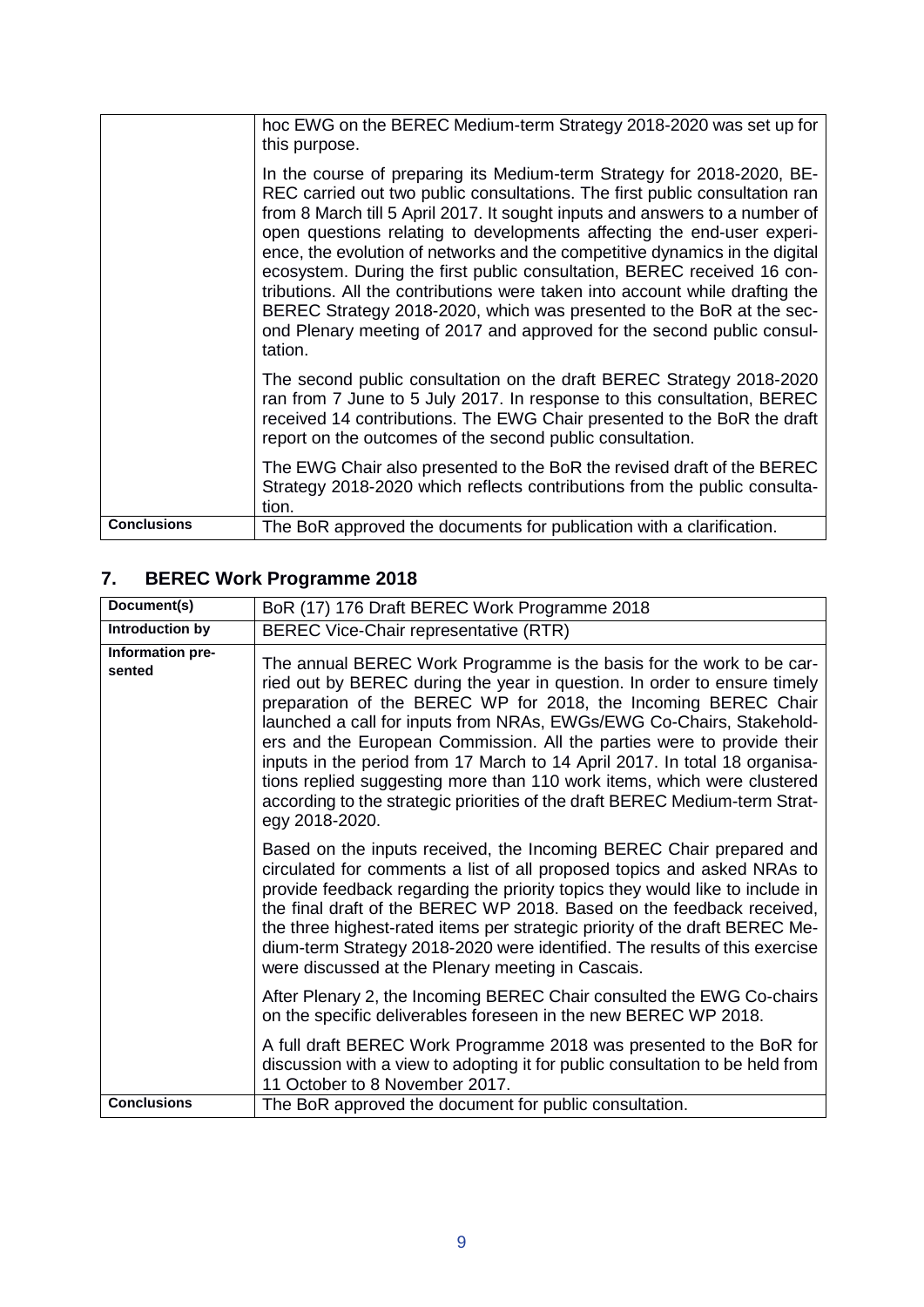| | |
|---|---|
| | hoc EWG on the BEREC Medium-term Strategy 2018-2020 was set up for this purpose.<br><br>In the course of preparing its Medium-term Strategy for 2018-2020, BEREC carried out two public consultations. The first public consultation ran from 8 March till 5 April 2017. It sought inputs and answers to a number of open questions relating to developments affecting the end-user experience, the evolution of networks and the competitive dynamics in the digital ecosystem. During the first public consultation, BEREC received 16 contributions. All the contributions were taken into account while drafting the BEREC Strategy 2018-2020, which was presented to the BoR at the second Plenary meeting of 2017 and approved for the second public consultation.<br><br>The second public consultation on the draft BEREC Strategy 2018-2020 ran from 7 June to 5 July 2017. In response to this consultation, BEREC received 14 contributions. The EWG Chair presented to the BoR the draft report on the outcomes of the second public consultation.<br><br>The EWG Chair also presented to the BoR the revised draft of the BEREC Strategy 2018-2020 which reflects contributions from the public consultation. |
| **Conclusions** | The BoR approved the documents for publication with a clarification. |

## 7. BEREC Work Programme 2018

| | |
|---|---|
| **Document(s)** | BoR (17) 176 Draft BEREC Work Programme 2018 |
| **Introduction by** | BEREC Vice-Chair representative (RTR) |
| **Information presented** | The annual BEREC Work Programme is the basis for the work to be carried out by BEREC during the year in question. In order to ensure timely preparation of the BEREC WP for 2018, the Incoming BEREC Chair launched a call for inputs from NRAs, EWGs/EWG Co-Chairs, Stakeholders and the European Commission. All the parties were to provide their inputs in the period from 17 March to 14 April 2017. In total 18 organisations replied suggesting more than 110 work items, which were clustered according to the strategic priorities of the draft BEREC Medium-term Strategy 2018-2020.<br><br>Based on the inputs received, the Incoming BEREC Chair prepared and circulated for comments a list of all proposed topics and asked NRAs to provide feedback regarding the priority topics they would like to include in the final draft of the BEREC WP 2018. Based on the feedback received, the three highest-rated items per strategic priority of the draft BEREC Medium-term Strategy 2018-2020 were identified. The results of this exercise were discussed at the Plenary meeting in Cascais.<br><br>After Plenary 2, the Incoming BEREC Chair consulted the EWG Co-chairs on the specific deliverables foreseen in the new BEREC WP 2018.<br><br>A full draft BEREC Work Programme 2018 was presented to the BoR for discussion with a view to adopting it for public consultation to be held from 11 October to 8 November 2017. |
| **Conclusions** | The BoR approved the document for public consultation. |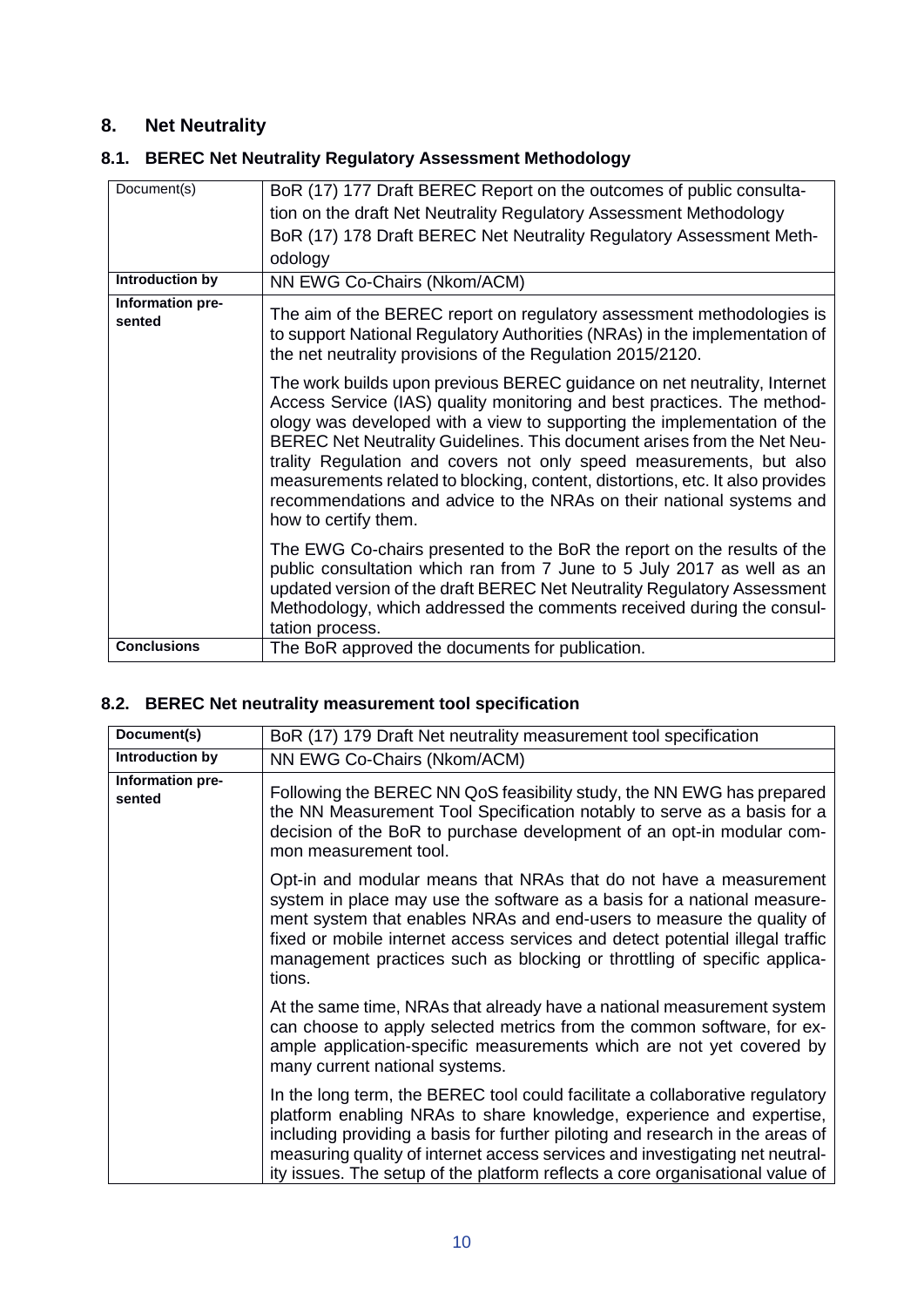## 8. Net Neutrality

### 8.1. BEREC Net Neutrality Regulatory Assessment Methodology

| | |
|---|---|
| Document(s) | BoR (17) 177 Draft BEREC Report on the outcomes of public consultation on the draft Net Neutrality Regulatory Assessment Methodology<br>BoR (17) 178 Draft BEREC Net Neutrality Regulatory Assessment Methodology |
| **Introduction by** | NN EWG Co-Chairs (Nkom/ACM) |
| **Information presented** | The aim of the BEREC report on regulatory assessment methodologies is to support National Regulatory Authorities (NRAs) in the implementation of the net neutrality provisions of the Regulation 2015/2120.<br><br>The work builds upon previous BEREC guidance on net neutrality, Internet Access Service (IAS) quality monitoring and best practices. The methodology was developed with a view to supporting the implementation of the BEREC Net Neutrality Guidelines. This document arises from the Net Neutrality Regulation and covers not only speed measurements, but also measurements related to blocking, content, distortions, etc. It also provides recommendations and advice to the NRAs on their national systems and how to certify them.<br><br>The EWG Co-chairs presented to the BoR the report on the results of the public consultation which ran from 7 June to 5 July 2017 as well as an updated version of the draft BEREC Net Neutrality Regulatory Assessment Methodology, which addressed the comments received during the consultation process. |
| **Conclusions** | The BoR approved the documents for publication. |

### 8.2. BEREC Net neutrality measurement tool specification

| | |
|---|---|
| **Document(s)** | BoR (17) 179 Draft Net neutrality measurement tool specification |
| **Introduction by** | NN EWG Co-Chairs (Nkom/ACM) |
| **Information presented** | Following the BEREC NN QoS feasibility study, the NN EWG has prepared the NN Measurement Tool Specification notably to serve as a basis for a decision of the BoR to purchase development of an opt-in modular common measurement tool.<br><br>Opt-in and modular means that NRAs that do not have a measurement system in place may use the software as a basis for a national measurement system that enables NRAs and end-users to measure the quality of fixed or mobile internet access services and detect potential illegal traffic management practices such as blocking or throttling of specific applications.<br><br>At the same time, NRAs that already have a national measurement system can choose to apply selected metrics from the common software, for example application-specific measurements which are not yet covered by many current national systems.<br><br>In the long term, the BEREC tool could facilitate a collaborative regulatory platform enabling NRAs to share knowledge, experience and expertise, including providing a basis for further piloting and research in the areas of measuring quality of internet access services and investigating net neutrality issues. The setup of the platform reflects a core organisational value of |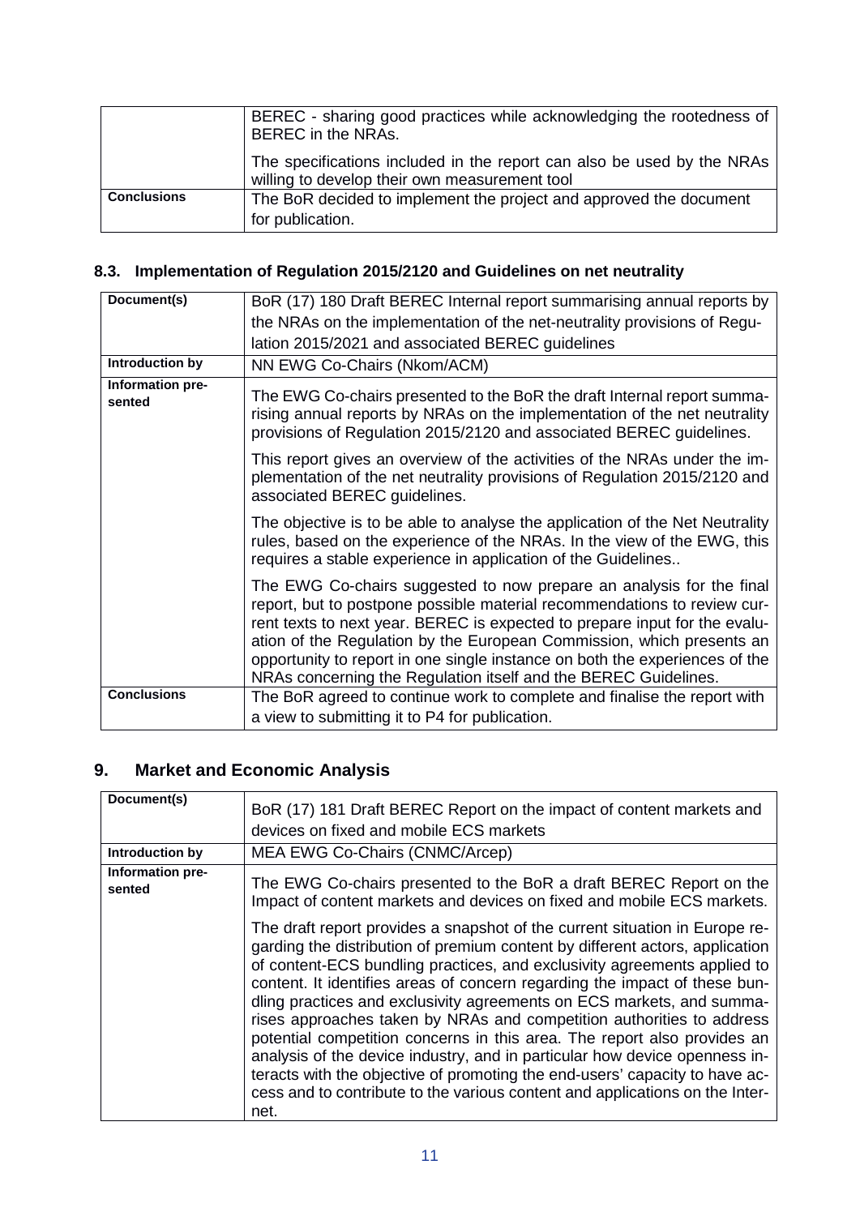| | |
|---|---|
| | BEREC - sharing good practices while acknowledging the rootedness of BEREC in the NRAs.<br><br>The specifications included in the report can also be used by the NRAs willing to develop their own measurement tool |
| **Conclusions** | The BoR decided to implement the project and approved the document for publication. |

### 8.3. Implementation of Regulation 2015/2120 and Guidelines on net neutrality

| | |
|---|---|
| **Document(s)** | BoR (17) 180 Draft BEREC Internal report summarising annual reports by the NRAs on the implementation of the net-neutrality provisions of Regulation 2015/2021 and associated BEREC guidelines |
| **Introduction by** | NN EWG Co-Chairs (Nkom/ACM) |
| **Information presented** | The EWG Co-chairs presented to the BoR the draft Internal report summarising annual reports by NRAs on the implementation of the net neutrality provisions of Regulation 2015/2120 and associated BEREC guidelines.<br><br>This report gives an overview of the activities of the NRAs under the implementation of the net neutrality provisions of Regulation 2015/2120 and associated BEREC guidelines.<br><br>The objective is to be able to analyse the application of the Net Neutrality rules, based on the experience of the NRAs. In the view of the EWG, this requires a stable experience in application of the Guidelines..<br><br>The EWG Co-chairs suggested to now prepare an analysis for the final report, but to postpone possible material recommendations to review current texts to next year. BEREC is expected to prepare input for the evaluation of the Regulation by the European Commission, which presents an opportunity to report in one single instance on both the experiences of the NRAs concerning the Regulation itself and the BEREC Guidelines. |
| **Conclusions** | The BoR agreed to continue work to complete and finalise the report with a view to submitting it to P4 for publication. |

## 9. Market and Economic Analysis

| | |
|---|---|
| **Document(s)** | BoR (17) 181 Draft BEREC Report on the impact of content markets and devices on fixed and mobile ECS markets |
| **Introduction by** | MEA EWG Co-Chairs (CNMC/Arcep) |
| **Information presented** | The EWG Co-chairs presented to the BoR a draft BEREC Report on the Impact of content markets and devices on fixed and mobile ECS markets.<br><br>The draft report provides a snapshot of the current situation in Europe regarding the distribution of premium content by different actors, application of content-ECS bundling practices, and exclusivity agreements applied to content. It identifies areas of concern regarding the impact of these bundling practices and exclusivity agreements on ECS markets, and summarises approaches taken by NRAs and competition authorities to address potential competition concerns in this area. The report also provides an analysis of the device industry, and in particular how device openness interacts with the objective of promoting the end-users' capacity to have access and to contribute to the various content and applications on the Internet. |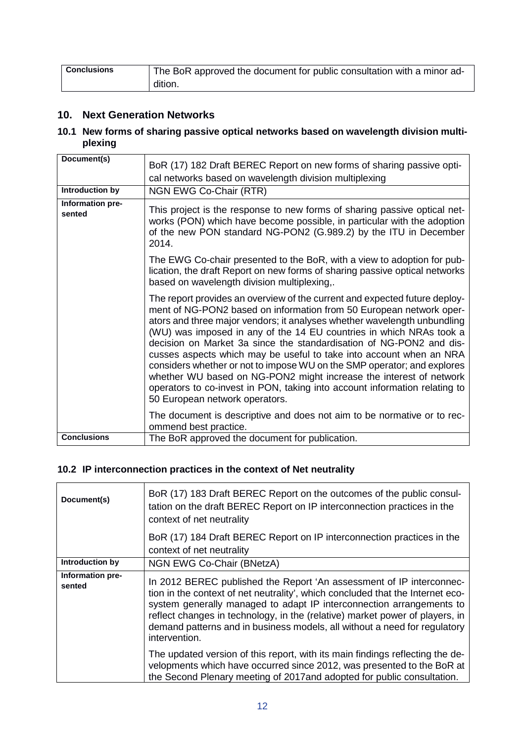| Conclusions | The BoR approved the document for public consultation with a minor addition. |
|---|---|

## 10. Next Generation Networks

### 10.1 New forms of sharing passive optical networks based on wavelength division multiplexing

| Document(s) | BoR (17) 182 Draft BEREC Report on new forms of sharing passive optical networks based on wavelength division multiplexing |
|---|---|
| Introduction by | NGN EWG Co-Chair (RTR) |
| Information presented | This project is the response to new forms of sharing passive optical networks (PON) which have become possible, in particular with the adoption of the new PON standard NG-PON2 (G.989.2) by the ITU in December 2014.<br><br>The EWG Co-chair presented to the BoR, with a view to adoption for publication, the draft Report on new forms of sharing passive optical networks based on wavelength division multiplexing,.<br><br>The report provides an overview of the current and expected future deployment of NG-PON2 based on information from 50 European network operators and three major vendors; it analyses whether wavelength unbundling (WU) was imposed in any of the 14 EU countries in which NRAs took a decision on Market 3a since the standardisation of NG-PON2 and discusses aspects which may be useful to take into account when an NRA considers whether or not to impose WU on the SMP operator; and explores whether WU based on NG-PON2 might increase the interest of network operators to co-invest in PON, taking into account information relating to 50 European network operators.<br><br>The document is descriptive and does not aim to be normative or to recommend best practice. |
| Conclusions | The BoR approved the document for publication. |

### 10.2 IP interconnection practices in the context of Net neutrality

| Document(s) | BoR (17) 183 Draft BEREC Report on the outcomes of the public consultation on the draft BEREC Report on IP interconnection practices in the context of net neutrality<br><br>BoR (17) 184 Draft BEREC Report on IP interconnection practices in the context of net neutrality |
|---|---|
| Introduction by | NGN EWG Co-Chair (BNetzA) |
| Information presented | In 2012 BEREC published the Report 'An assessment of IP interconnection in the context of net neutrality', which concluded that the Internet ecosystem generally managed to adapt IP interconnection arrangements to reflect changes in technology, in the (relative) market power of players, in demand patterns and in business models, all without a need for regulatory intervention.<br><br>The updated version of this report, with its main findings reflecting the developments which have occurred since 2012, was presented to the BoR at the Second Plenary meeting of 2017and adopted for public consultation. |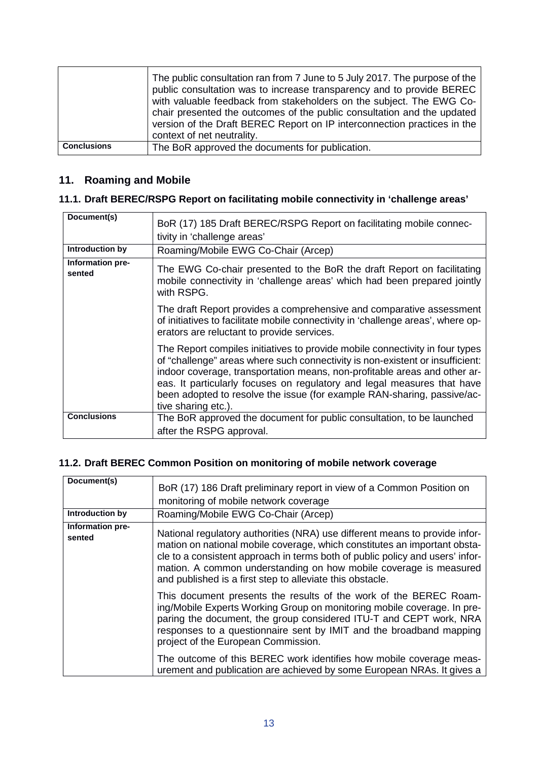| | |
|---|---|
| | The public consultation ran from 7 June to 5 July 2017. The purpose of the public consultation was to increase transparency and to provide BEREC with valuable feedback from stakeholders on the subject. The EWG Co-chair presented the outcomes of the public consultation and the updated version of the Draft BEREC Report on IP interconnection practices in the context of net neutrality. |
| **Conclusions** | The BoR approved the documents for publication. |

## 11. Roaming and Mobile

### 11.1. Draft BEREC/RSPG Report on facilitating mobile connectivity in 'challenge areas'

| | |
|---|---|
| **Document(s)** | BoR (17) 185 Draft BEREC/RSPG Report on facilitating mobile connectivity in 'challenge areas' |
| **Introduction by** | Roaming/Mobile EWG Co-Chair (Arcep) |
| **Information presented** | The EWG Co-chair presented to the BoR the draft Report on facilitating mobile connectivity in 'challenge areas' which had been prepared jointly with RSPG.<br><br>The draft Report provides a comprehensive and comparative assessment of initiatives to facilitate mobile connectivity in 'challenge areas', where operators are reluctant to provide services.<br><br>The Report compiles initiatives to provide mobile connectivity in four types of "challenge" areas where such connectivity is non-existent or insufficient: indoor coverage, transportation means, non-profitable areas and other areas. It particularly focuses on regulatory and legal measures that have been adopted to resolve the issue (for example RAN-sharing, passive/active sharing etc.). |
| **Conclusions** | The BoR approved the document for public consultation, to be launched after the RSPG approval. |

### 11.2. Draft BEREC Common Position on monitoring of mobile network coverage

| | |
|---|---|
| **Document(s)** | BoR (17) 186 Draft preliminary report in view of a Common Position on monitoring of mobile network coverage |
| **Introduction by** | Roaming/Mobile EWG Co-Chair (Arcep) |
| **Information presented** | National regulatory authorities (NRA) use different means to provide information on national mobile coverage, which constitutes an important obstacle to a consistent approach in terms both of public policy and users' information. A common understanding on how mobile coverage is measured and published is a first step to alleviate this obstacle.<br><br>This document presents the results of the work of the BEREC Roaming/Mobile Experts Working Group on monitoring mobile coverage. In preparing the document, the group considered ITU-T and CEPT work, NRA responses to a questionnaire sent by IMIT and the broadband mapping project of the European Commission.<br><br>The outcome of this BEREC work identifies how mobile coverage measurement and publication are achieved by some European NRAs. It gives a |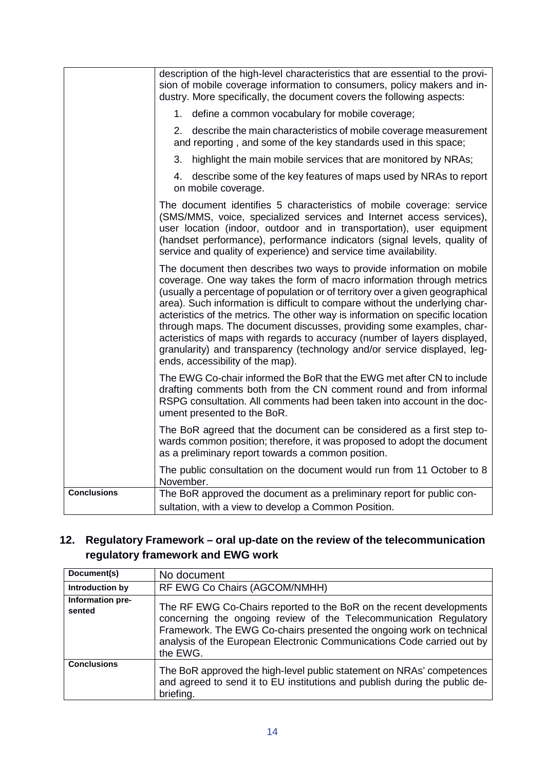| | |
|---|---|
| | description of the high-level characteristics that are essential to the provision of mobile coverage information to consumers, policy makers and industry. More specifically, the document covers the following aspects:<br><br>1. define a common vocabulary for mobile coverage;<br><br>2. describe the main characteristics of mobile coverage measurement and reporting , and some of the key standards used in this space;<br><br>3. highlight the main mobile services that are monitored by NRAs;<br><br>4. describe some of the key features of maps used by NRAs to report on mobile coverage.<br><br>The document identifies 5 characteristics of mobile coverage: service (SMS/MMS, voice, specialized services and Internet access services), user location (indoor, outdoor and in transportation), user equipment (handset performance), performance indicators (signal levels, quality of service and quality of experience) and service time availability.<br><br>The document then describes two ways to provide information on mobile coverage. One way takes the form of macro information through metrics (usually a percentage of population or of territory over a given geographical area). Such information is difficult to compare without the underlying characteristics of the metrics. The other way is information on specific location through maps. The document discusses, providing some examples, characteristics of maps with regards to accuracy (number of layers displayed, granularity) and transparency (technology and/or service displayed, legends, accessibility of the map).<br><br>The EWG Co-chair informed the BoR that the EWG met after CN to include drafting comments both from the CN comment round and from informal RSPG consultation. All comments had been taken into account in the document presented to the BoR.<br><br>The BoR agreed that the document can be considered as a first step towards common position; therefore, it was proposed to adopt the document as a preliminary report towards a common position.<br><br>The public consultation on the document would run from 11 October to 8 November. |
| **Conclusions** | The BoR approved the document as a preliminary report for public consultation, with a view to develop a Common Position. |

## 12. Regulatory Framework – oral up-date on the review of the telecommunication regulatory framework and EWG work

| | |
|---|---|
| **Document(s)** | No document |
| **Introduction by** | RF EWG Co Chairs (AGCOM/NMHH) |
| **Information presented** | The RF EWG Co-Chairs reported to the BoR on the recent developments concerning the ongoing review of the Telecommunication Regulatory Framework. The EWG Co-chairs presented the ongoing work on technical analysis of the European Electronic Communications Code carried out by the EWG. |
| **Conclusions** | The BoR approved the high-level public statement on NRAs' competences and agreed to send it to EU institutions and publish during the public debriefing. |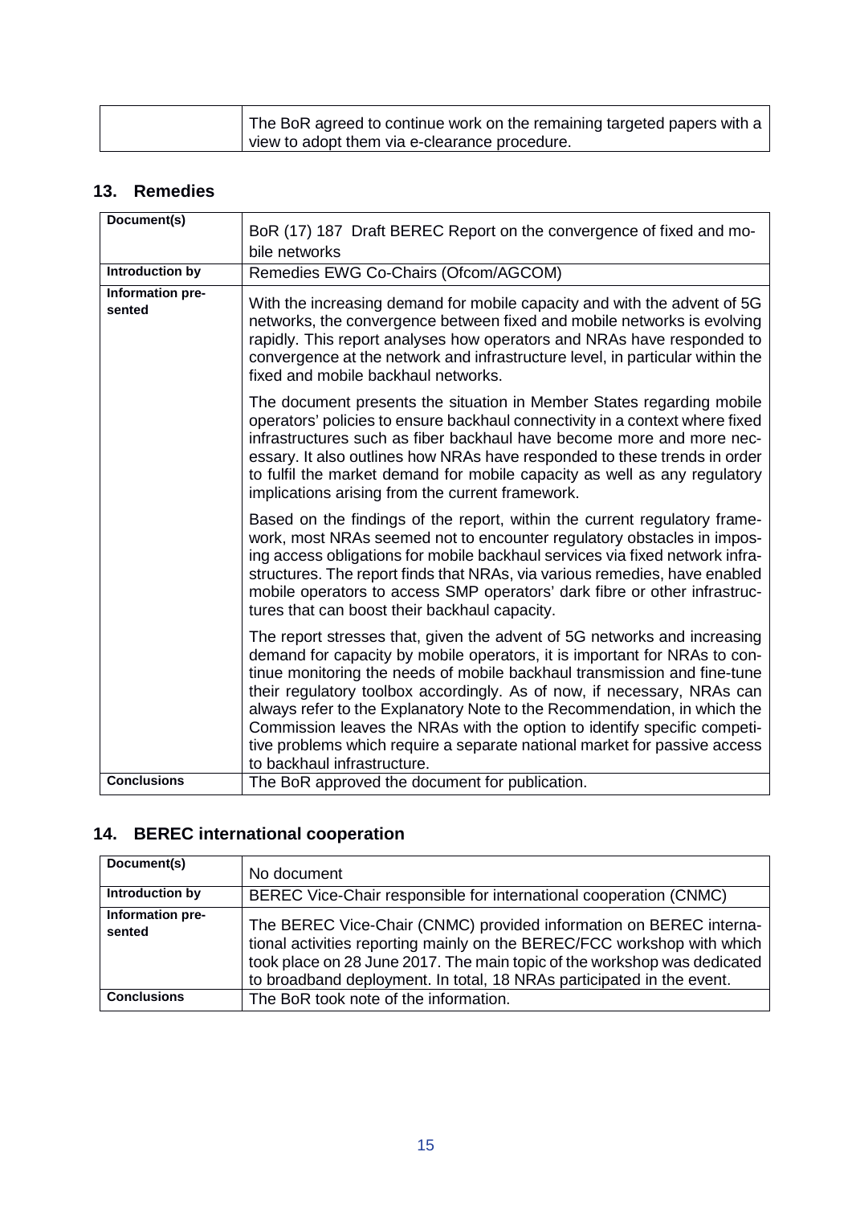| | |
|---|---|
| | The BoR agreed to continue work on the remaining targeted papers with a view to adopt them via e-clearance procedure. |

## 13. Remedies

| | |
|---|---|
| **Document(s)** | BoR (17) 187 Draft BEREC Report on the convergence of fixed and mobile networks |
| **Introduction by** | Remedies EWG Co-Chairs (Ofcom/AGCOM) |
| **Information presented** | With the increasing demand for mobile capacity and with the advent of 5G networks, the convergence between fixed and mobile networks is evolving rapidly. This report analyses how operators and NRAs have responded to convergence at the network and infrastructure level, in particular within the fixed and mobile backhaul networks.<br><br>The document presents the situation in Member States regarding mobile operators' policies to ensure backhaul connectivity in a context where fixed infrastructures such as fiber backhaul have become more and more necessary. It also outlines how NRAs have responded to these trends in order to fulfil the market demand for mobile capacity as well as any regulatory implications arising from the current framework.<br><br>Based on the findings of the report, within the current regulatory framework, most NRAs seemed not to encounter regulatory obstacles in imposing access obligations for mobile backhaul services via fixed network infrastructures. The report finds that NRAs, via various remedies, have enabled mobile operators to access SMP operators' dark fibre or other infrastructures that can boost their backhaul capacity.<br><br>The report stresses that, given the advent of 5G networks and increasing demand for capacity by mobile operators, it is important for NRAs to continue monitoring the needs of mobile backhaul transmission and fine-tune their regulatory toolbox accordingly. As of now, if necessary, NRAs can always refer to the Explanatory Note to the Recommendation, in which the Commission leaves the NRAs with the option to identify specific competitive problems which require a separate national market for passive access to backhaul infrastructure. |
| **Conclusions** | The BoR approved the document for publication. |

## 14. BEREC international cooperation

| | |
|---|---|
| **Document(s)** | No document |
| **Introduction by** | BEREC Vice-Chair responsible for international cooperation (CNMC) |
| **Information presented** | The BEREC Vice-Chair (CNMC) provided information on BEREC international activities reporting mainly on the BEREC/FCC workshop with which took place on 28 June 2017. The main topic of the workshop was dedicated to broadband deployment. In total, 18 NRAs participated in the event. |
| **Conclusions** | The BoR took note of the information. |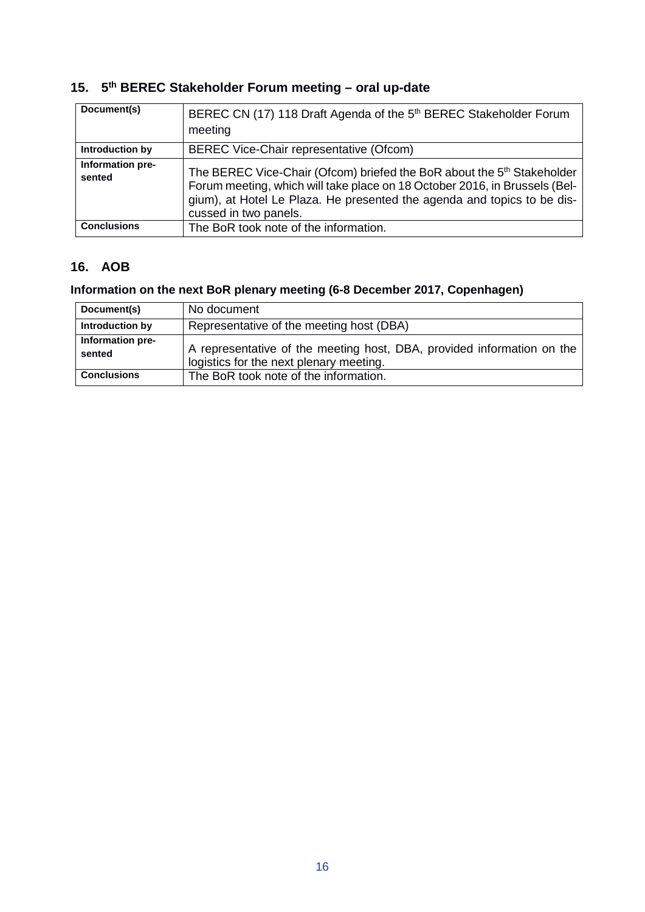## 15. 5th BEREC Stakeholder Forum meeting – oral up-date

| | |
|---|---|
| **Document(s)** | BEREC CN (17) 118 Draft Agenda of the 5th BEREC Stakeholder Forum meeting |
| **Introduction by** | BEREC Vice-Chair representative (Ofcom) |
| **Information presented** | The BEREC Vice-Chair (Ofcom) briefed the BoR about the 5th Stakeholder Forum meeting, which will take place on 18 October 2016, in Brussels (Belgium), at Hotel Le Plaza. He presented the agenda and topics to be discussed in two panels. |
| **Conclusions** | The BoR took note of the information. |

## 16. AOB

### Information on the next BoR plenary meeting (6-8 December 2017, Copenhagen)

| | |
|---|---|
| **Document(s)** | No document |
| **Introduction by** | Representative of the meeting host (DBA) |
| **Information presented** | A representative of the meeting host, DBA, provided information on the logistics for the next plenary meeting. |
| **Conclusions** | The BoR took note of the information. |